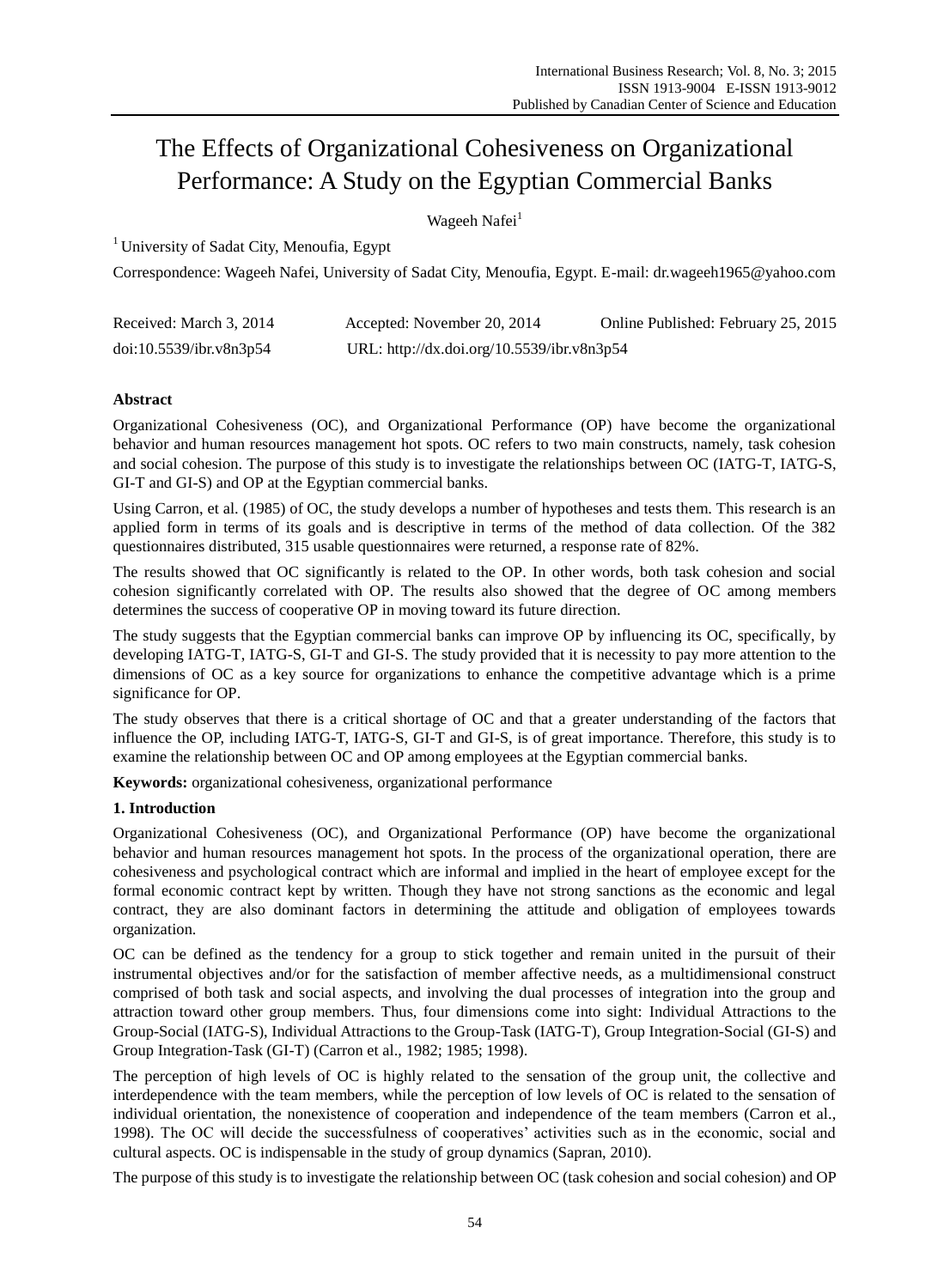# The Effects of Organizational Cohesiveness on Organizational Performance: A Study on the Egyptian Commercial Banks

Wageeh Nafei[1]

[1] University of Sadat City, Menoufia, Egypt

Correspondence: Wageeh Nafei, University of Sadat City, Menoufia, Egypt. E-mail: dr.wageeh1965@yahoo.com

Received: March 3, 2014 Accepted: November 20, 2014 Online Published: February 25, 2015

doi:10.5539/ibr.v8n3p54 URL: http://dx.doi.org/10.5539/ibr.v8n3p54

## Abstract

Organizational Cohesiveness (OC), and Organizational Performance (OP) have become the organizational behavior and human resources management hot spots. OC refers to two main constructs, namely, task cohesion and social cohesion. The purpose of this study is to investigate the relationships between OC (IATG-T, IATG-S, GI-T and GI-S) and OP at the Egyptian commercial banks.

Using Carron, et al. (1985) of OC, the study develops a number of hypotheses and tests them. This research is an applied form in terms of its goals and is descriptive in terms of the method of data collection. Of the 382 questionnaires distributed, 315 usable questionnaires were returned, a response rate of 82%.

The results showed that OC significantly is related to the OP. In other words, both task cohesion and social cohesion significantly correlated with OP. The results also showed that the degree of OC among members determines the success of cooperative OP in moving toward its future direction.

The study suggests that the Egyptian commercial banks can improve OP by influencing its OC, specifically, by developing IATG-T, IATG-S, GI-T and GI-S. The study provided that it is necessity to pay more attention to the dimensions of OC as a key source for organizations to enhance the competitive advantage which is a prime significance for OP.

The study observes that there is a critical shortage of OC and that a greater understanding of the factors that influence the OP, including IATG-T, IATG-S, GI-T and GI-S, is of great importance. Therefore, this study is to examine the relationship between OC and OP among employees at the Egyptian commercial banks.

**Keywords:** organizational cohesiveness, organizational performance

## 1. Introduction

Organizational Cohesiveness (OC), and Organizational Performance (OP) have become the organizational behavior and human resources management hot spots. In the process of the organizational operation, there are cohesiveness and psychological contract which are informal and implied in the heart of employee except for the formal economic contract kept by written. Though they have not strong sanctions as the economic and legal contract, they are also dominant factors in determining the attitude and obligation of employees towards organization.

OC can be defined as the tendency for a group to stick together and remain united in the pursuit of their instrumental objectives and/or for the satisfaction of member affective needs, as a multidimensional construct comprised of both task and social aspects, and involving the dual processes of integration into the group and attraction toward other group members. Thus, four dimensions come into sight: Individual Attractions to the Group-Social (IATG-S), Individual Attractions to the Group-Task (IATG-T), Group Integration-Social (GI-S) and Group Integration-Task (GI-T) (Carron et al., 1982; 1985; 1998).

The perception of high levels of OC is highly related to the sensation of the group unit, the collective and interdependence with the team members, while the perception of low levels of OC is related to the sensation of individual orientation, the nonexistence of cooperation and independence of the team members (Carron et al., 1998). The OC will decide the successfulness of cooperatives' activities such as in the economic, social and cultural aspects. OC is indispensable in the study of group dynamics (Sapran, 2010).

The purpose of this study is to investigate the relationship between OC (task cohesion and social cohesion) and OP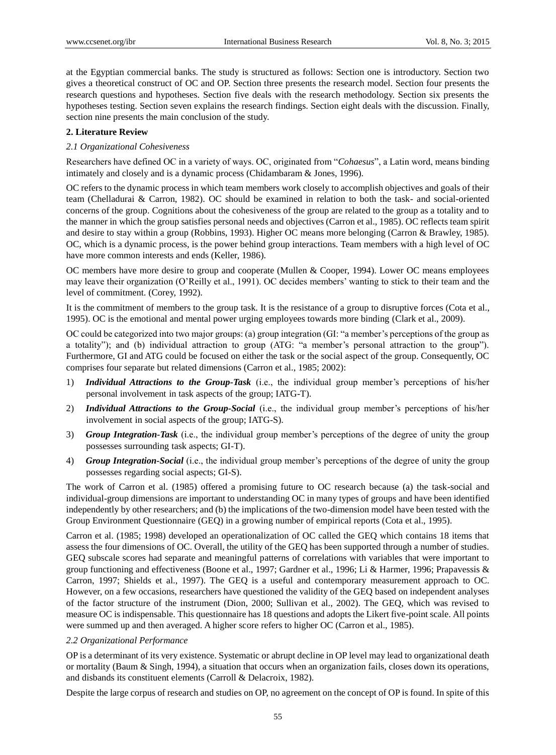at the Egyptian commercial banks. The study is structured as follows: Section one is introductory. Section two gives a theoretical construct of OC and OP. Section three presents the research model. Section four presents the research questions and hypotheses. Section five deals with the research methodology. Section six presents the hypotheses testing. Section seven explains the research findings. Section eight deals with the discussion. Finally, section nine presents the main conclusion of the study.

## 2. Literature Review

### *2.1 Organizational Cohesiveness*

Researchers have defined OC in a variety of ways. OC, originated from "*Cohaesus*", a Latin word, means binding intimately and closely and is a dynamic process (Chidambaram & Jones, 1996).

OC refers to the dynamic process in which team members work closely to accomplish objectives and goals of their team (Chelladurai & Carron, 1982). OC should be examined in relation to both the task- and social-oriented concerns of the group. Cognitions about the cohesiveness of the group are related to the group as a totality and to the manner in which the group satisfies personal needs and objectives (Carron et al., 1985). OC reflects team spirit and desire to stay within a group (Robbins, 1993). Higher OC means more belonging (Carron & Brawley, 1985). OC, which is a dynamic process, is the power behind group interactions. Team members with a high level of OC have more common interests and ends (Keller, 1986).

OC members have more desire to group and cooperate (Mullen & Cooper, 1994). Lower OC means employees may leave their organization (O'Reilly et al., 1991). OC decides members' wanting to stick to their team and the level of commitment. (Corey, 1992).

It is the commitment of members to the group task. It is the resistance of a group to disruptive forces (Cota et al., 1995). OC is the emotional and mental power urging employees towards more binding (Clark et al., 2009).

OC could be categorized into two major groups: (a) group integration (GI: "a member's perceptions of the group as a totality"); and (b) individual attraction to group (ATG: "a member's personal attraction to the group"). Furthermore, GI and ATG could be focused on either the task or the social aspect of the group. Consequently, OC comprises four separate but related dimensions (Carron et al., 1985; 2002):

1) ***Individual Attractions to the Group-Task*** (i.e., the individual group member's perceptions of his/her personal involvement in task aspects of the group; IATG-T).
2) ***Individual Attractions to the Group-Social*** (i.e., the individual group member's perceptions of his/her involvement in social aspects of the group; IATG-S).
3) ***Group Integration-Task*** (i.e., the individual group member's perceptions of the degree of unity the group possesses surrounding task aspects; GI-T).
4) ***Group Integration-Social*** (i.e., the individual group member's perceptions of the degree of unity the group possesses regarding social aspects; GI-S).

The work of Carron et al. (1985) offered a promising future to OC research because (a) the task-social and individual-group dimensions are important to understanding OC in many types of groups and have been identified independently by other researchers; and (b) the implications of the two-dimension model have been tested with the Group Environment Questionnaire (GEQ) in a growing number of empirical reports (Cota et al., 1995).

Carron et al. (1985; 1998) developed an operationalization of OC called the GEQ which contains 18 items that assess the four dimensions of OC. Overall, the utility of the GEQ has been supported through a number of studies. GEQ subscale scores had separate and meaningful patterns of correlations with variables that were important to group functioning and effectiveness (Boone et al., 1997; Gardner et al., 1996; Li & Harmer, 1996; Prapavessis & Carron, 1997; Shields et al., 1997). The GEQ is a useful and contemporary measurement approach to OC. However, on a few occasions, researchers have questioned the validity of the GEQ based on independent analyses of the factor structure of the instrument (Dion, 2000; Sullivan et al., 2002). The GEQ, which was revised to measure OC is indispensable. This questionnaire has 18 questions and adopts the Likert five-point scale. All points were summed up and then averaged. A higher score refers to higher OC (Carron et al., 1985).

### *2.2 Organizational Performance*

OP is a determinant of its very existence. Systematic or abrupt decline in OP level may lead to organizational death or mortality (Baum & Singh, 1994), a situation that occurs when an organization fails, closes down its operations, and disbands its constituent elements (Carroll & Delacroix, 1982).

Despite the large corpus of research and studies on OP, no agreement on the concept of OP is found. In spite of this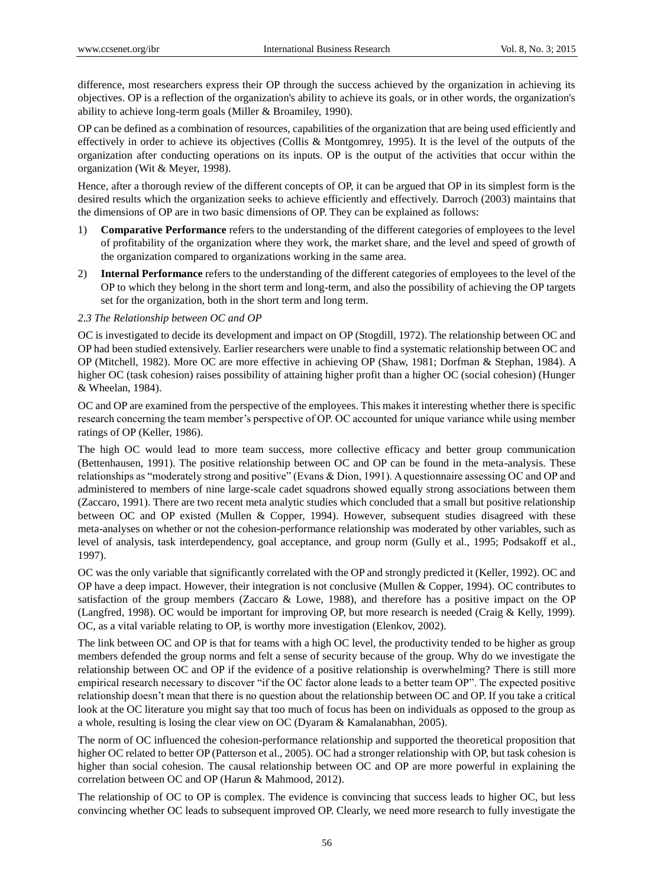difference, most researchers express their OP through the success achieved by the organization in achieving its objectives. OP is a reflection of the organization's ability to achieve its goals, or in other words, the organization's ability to achieve long-term goals (Miller & Broamiley, 1990).

OP can be defined as a combination of resources, capabilities of the organization that are being used efficiently and effectively in order to achieve its objectives (Collis & Montgomrey, 1995). It is the level of the outputs of the organization after conducting operations on its inputs. OP is the output of the activities that occur within the organization (Wit & Meyer, 1998).

Hence, after a thorough review of the different concepts of OP, it can be argued that OP in its simplest form is the desired results which the organization seeks to achieve efficiently and effectively. Darroch (2003) maintains that the dimensions of OP are in two basic dimensions of OP. They can be explained as follows:

1) **Comparative Performance** refers to the understanding of the different categories of employees to the level of profitability of the organization where they work, the market share, and the level and speed of growth of the organization compared to organizations working in the same area.

2) **Internal Performance** refers to the understanding of the different categories of employees to the level of the OP to which they belong in the short term and long-term, and also the possibility of achieving the OP targets set for the organization, both in the short term and long term.

### *2.3 The Relationship between OC and OP*

OC is investigated to decide its development and impact on OP (Stogdill, 1972). The relationship between OC and OP had been studied extensively. Earlier researchers were unable to find a systematic relationship between OC and OP (Mitchell, 1982). More OC are more effective in achieving OP (Shaw, 1981; Dorfman & Stephan, 1984). A higher OC (task cohesion) raises possibility of attaining higher profit than a higher OC (social cohesion) (Hunger & Wheelan, 1984).

OC and OP are examined from the perspective of the employees. This makes it interesting whether there is specific research concerning the team member's perspective of OP. OC accounted for unique variance while using member ratings of OP (Keller, 1986).

The high OC would lead to more team success, more collective efficacy and better group communication (Bettenhausen, 1991). The positive relationship between OC and OP can be found in the meta-analysis. These relationships as "moderately strong and positive" (Evans & Dion, 1991). A questionnaire assessing OC and OP and administered to members of nine large-scale cadet squadrons showed equally strong associations between them (Zaccaro, 1991). There are two recent meta analytic studies which concluded that a small but positive relationship between OC and OP existed (Mullen & Copper, 1994). However, subsequent studies disagreed with these meta-analyses on whether or not the cohesion-performance relationship was moderated by other variables, such as level of analysis, task interdependency, goal acceptance, and group norm (Gully et al., 1995; Podsakoff et al., 1997).

OC was the only variable that significantly correlated with the OP and strongly predicted it (Keller, 1992). OC and OP have a deep impact. However, their integration is not conclusive (Mullen & Copper, 1994). OC contributes to satisfaction of the group members (Zaccaro & Lowe, 1988), and therefore has a positive impact on the OP (Langfred, 1998). OC would be important for improving OP, but more research is needed (Craig & Kelly, 1999). OC, as a vital variable relating to OP, is worthy more investigation (Elenkov, 2002).

The link between OC and OP is that for teams with a high OC level, the productivity tended to be higher as group members defended the group norms and felt a sense of security because of the group. Why do we investigate the relationship between OC and OP if the evidence of a positive relationship is overwhelming? There is still more empirical research necessary to discover "if the OC factor alone leads to a better team OP". The expected positive relationship doesn't mean that there is no question about the relationship between OC and OP. If you take a critical look at the OC literature you might say that too much of focus has been on individuals as opposed to the group as a whole, resulting is losing the clear view on OC (Dyaram & Kamalanabhan, 2005).

The norm of OC influenced the cohesion-performance relationship and supported the theoretical proposition that higher OC related to better OP (Patterson et al., 2005). OC had a stronger relationship with OP, but task cohesion is higher than social cohesion. The causal relationship between OC and OP are more powerful in explaining the correlation between OC and OP (Harun & Mahmood, 2012).

The relationship of OC to OP is complex. The evidence is convincing that success leads to higher OC, but less convincing whether OC leads to subsequent improved OP. Clearly, we need more research to fully investigate the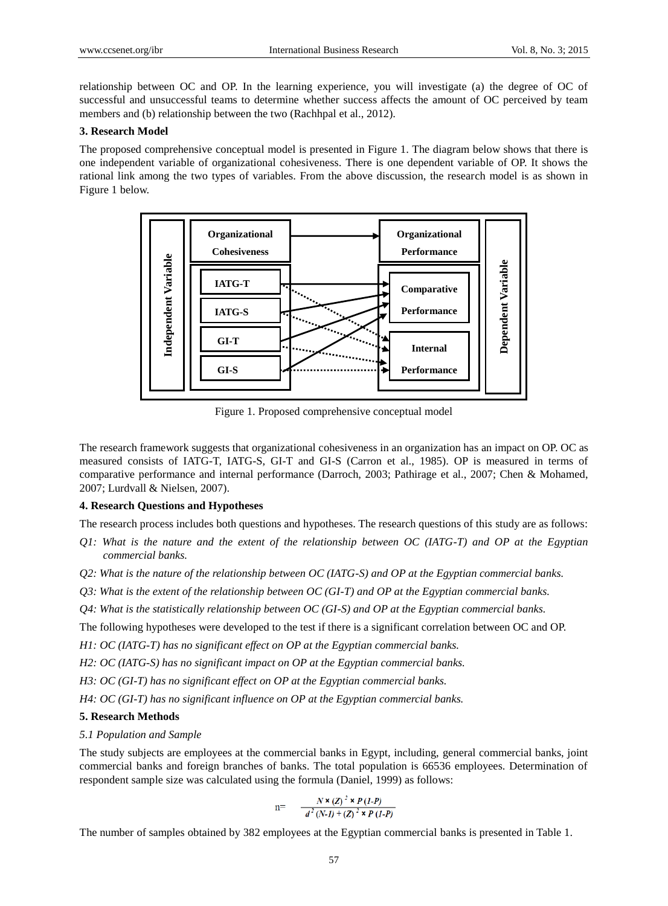relationship between OC and OP. In the learning experience, you will investigate (a) the degree of OC of successful and unsuccessful teams to determine whether success affects the amount of OC perceived by team members and (b) relationship between the two (Rachhpal et al., 2012).

**3. Research Model**

The proposed comprehensive conceptual model is presented in Figure 1. The diagram below shows that there is one independent variable of organizational cohesiveness. There is one dependent variable of OP. It shows the rational link among the two types of variables. From the above discussion, the research model is as shown in Figure 1 below.

Figure 1. Proposed comprehensive conceptual model

The research framework suggests that organizational cohesiveness in an organization has an impact on OP. OC as measured consists of IATG-T, IATG-S, GI-T and GI-S (Carron et al., 1985). OP is measured in terms of comparative performance and internal performance (Darroch, 2003; Pathirage et al., 2007; Chen & Mohamed, 2007; Lurdvall & Nielsen, 2007).

**4. Research Questions and Hypotheses**

The research process includes both questions and hypotheses. The research questions of this study are as follows:

*Q1: What is the nature and the extent of the relationship between OC (IATG-T) and OP at the Egyptian commercial banks.*

*Q2: What is the nature of the relationship between OC (IATG-S) and OP at the Egyptian commercial banks.*

*Q3: What is the extent of the relationship between OC (GI-T) and OP at the Egyptian commercial banks.*

*Q4: What is the statistically relationship between OC (GI-S) and OP at the Egyptian commercial banks.*

The following hypotheses were developed to the test if there is a significant correlation between OC and OP.

*H1: OC (IATG-T) has no significant effect on OP at the Egyptian commercial banks.*

*H2: OC (IATG-S) has no significant impact on OP at the Egyptian commercial banks.*

*H3: OC (GI-T) has no significant effect on OP at the Egyptian commercial banks.*

*H4: OC (GI-T) has no significant influence on OP at the Egyptian commercial banks.*

**5. Research Methods**

*5.1 Population and Sample*

The study subjects are employees at the commercial banks in Egypt, including, general commercial banks, joint commercial banks and foreign branches of banks. The total population is 66536 employees. Determination of respondent sample size was calculated using the formula (Daniel, 1999) as follows:

$$n= \frac{N \times (Z)^2 \times P(1-P)}{d^2 (N-1) + (Z)^2 \times P(1-P)}$$

The number of samples obtained by 382 employees at the Egyptian commercial banks is presented in Table 1.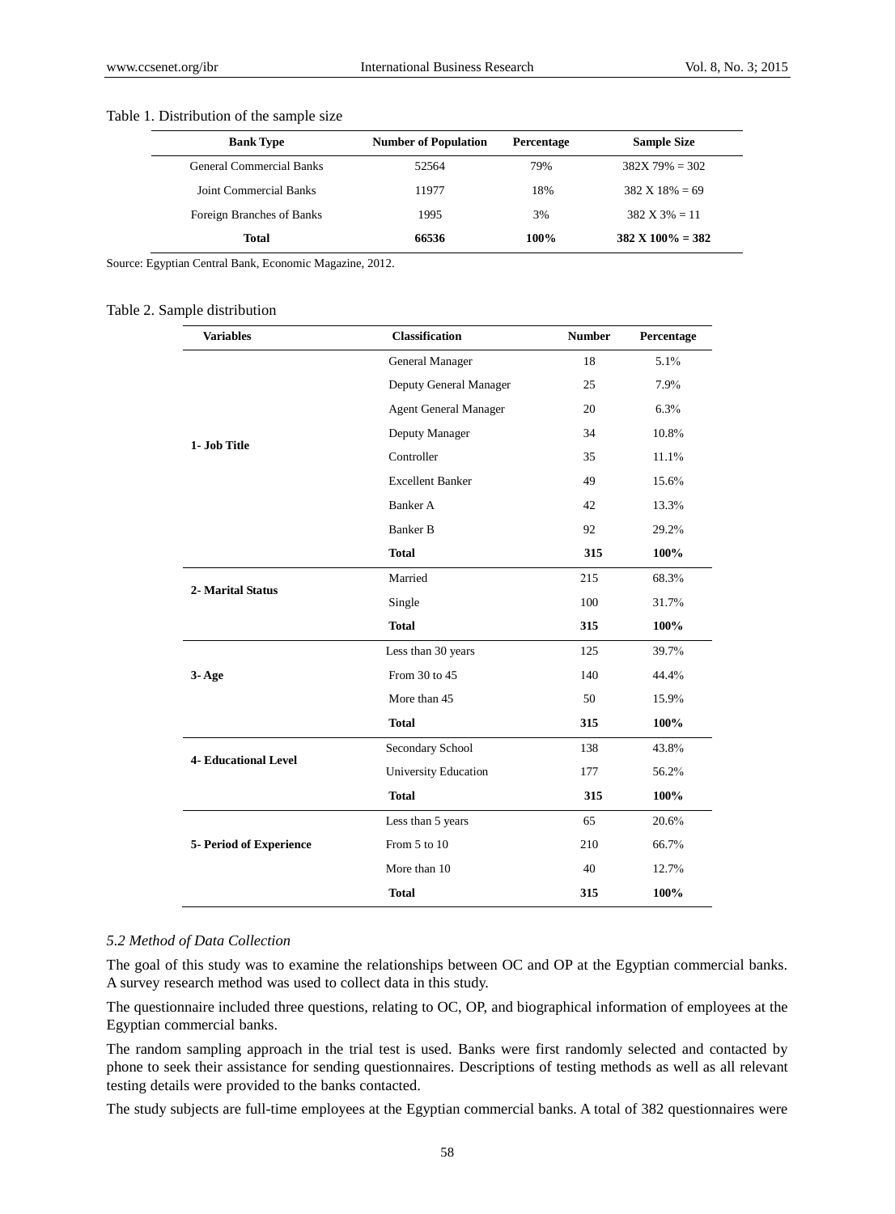Table 1. Distribution of the sample size

| Bank Type | Number of Population | Percentage | Sample Size |
|---|---|---|---|
| General Commercial Banks | 52564 | 79% | 382X 79% = 302 |
| Joint Commercial Banks | 11977 | 18% | 382 X 18% = 69 |
| Foreign Branches of Banks | 1995 | 3% | 382 X 3% = 11 |
| **Total** | **66536** | **100%** | **382 X 100% = 382** |

Source: Egyptian Central Bank, Economic Magazine, 2012.

Table 2. Sample distribution

| Variables | Classification | Number | Percentage |
|---|---|---|---|
| **1- Job Title** | General Manager | 18 | 5.1% |
| | Deputy General Manager | 25 | 7.9% |
| | Agent General Manager | 20 | 6.3% |
| | Deputy Manager | 34 | 10.8% |
| | Controller | 35 | 11.1% |
| | Excellent Banker | 49 | 15.6% |
| | Banker A | 42 | 13.3% |
| | Banker B | 92 | 29.2% |
| | **Total** | **315** | **100%** |
| **2- Marital Status** | Married | 215 | 68.3% |
| | Single | 100 | 31.7% |
| | **Total** | **315** | **100%** |
| **3- Age** | Less than 30 years | 125 | 39.7% |
| | From 30 to 45 | 140 | 44.4% |
| | More than 45 | 50 | 15.9% |
| | **Total** | **315** | **100%** |
| **4- Educational Level** | Secondary School | 138 | 43.8% |
| | University Education | 177 | 56.2% |
| | **Total** | **315** | **100%** |
| **5- Period of Experience** | Less than 5 years | 65 | 20.6% |
| | From 5 to 10 | 210 | 66.7% |
| | More than 10 | 40 | 12.7% |
| | **Total** | **315** | **100%** |

### *5.2 Method of Data Collection*

The goal of this study was to examine the relationships between OC and OP at the Egyptian commercial banks. A survey research method was used to collect data in this study.

The questionnaire included three questions, relating to OC, OP, and biographical information of employees at the Egyptian commercial banks.

The random sampling approach in the trial test is used. Banks were first randomly selected and contacted by phone to seek their assistance for sending questionnaires. Descriptions of testing methods as well as all relevant testing details were provided to the banks contacted.

The study subjects are full-time employees at the Egyptian commercial banks. A total of 382 questionnaires were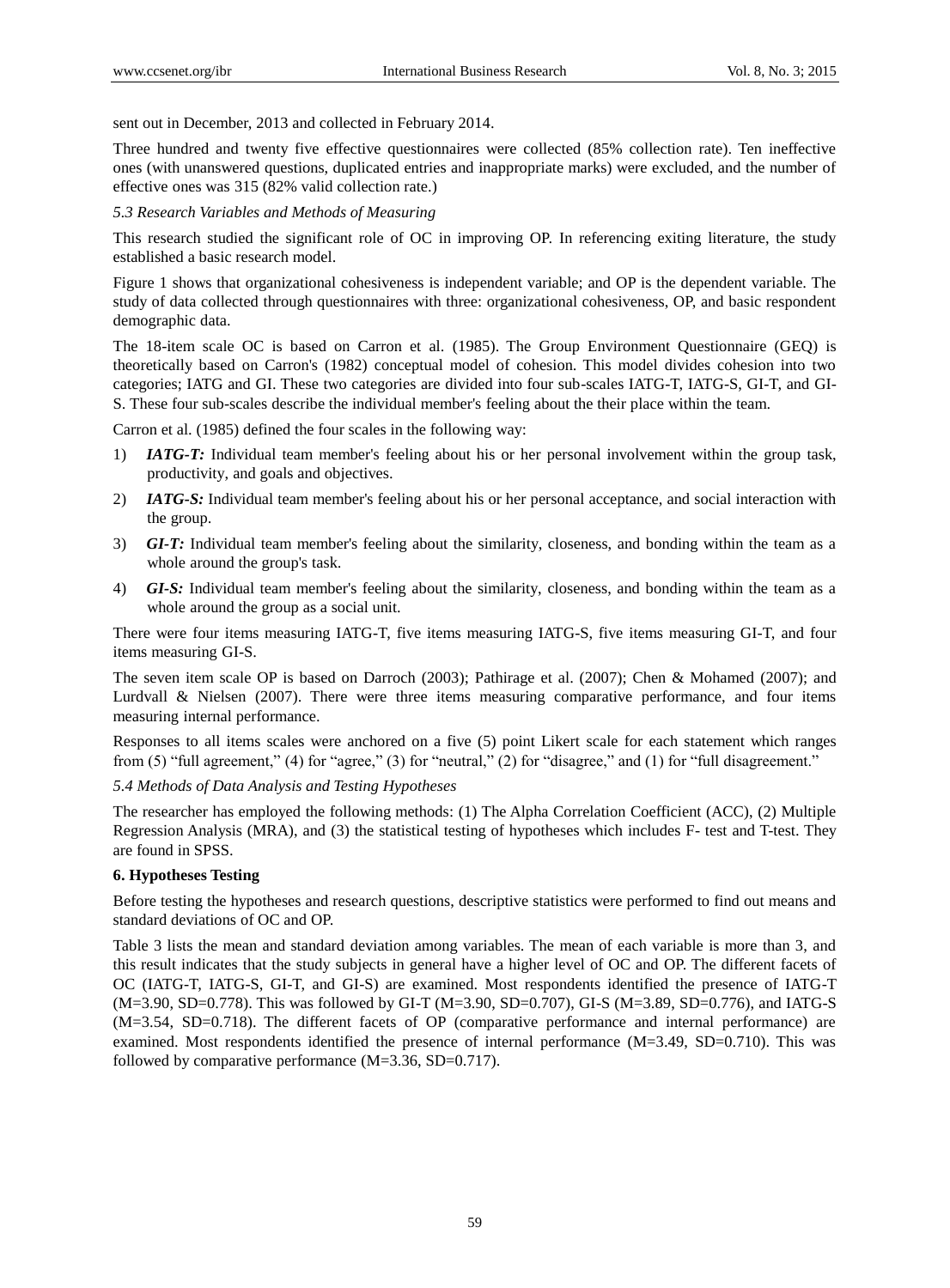sent out in December, 2013 and collected in February 2014.

Three hundred and twenty five effective questionnaires were collected (85% collection rate). Ten ineffective ones (with unanswered questions, duplicated entries and inappropriate marks) were excluded, and the number of effective ones was 315 (82% valid collection rate.)

*5.3 Research Variables and Methods of Measuring*

This research studied the significant role of OC in improving OP. In referencing exiting literature, the study established a basic research model.

Figure 1 shows that organizational cohesiveness is independent variable; and OP is the dependent variable. The study of data collected through questionnaires with three: organizational cohesiveness, OP, and basic respondent demographic data.

The 18-item scale OC is based on Carron et al. (1985). The Group Environment Questionnaire (GEQ) is theoretically based on Carron's (1982) conceptual model of cohesion. This model divides cohesion into two categories; IATG and GI. These two categories are divided into four sub-scales IATG-T, IATG-S, GI-T, and GI-S. These four sub-scales describe the individual member's feeling about the their place within the team.

Carron et al. (1985) defined the four scales in the following way:

1) ***IATG-T:*** Individual team member's feeling about his or her personal involvement within the group task, productivity, and goals and objectives.
2) ***IATG-S:*** Individual team member's feeling about his or her personal acceptance, and social interaction with the group.
3) ***GI-T:*** Individual team member's feeling about the similarity, closeness, and bonding within the team as a whole around the group's task.
4) ***GI-S:*** Individual team member's feeling about the similarity, closeness, and bonding within the team as a whole around the group as a social unit.

There were four items measuring IATG-T, five items measuring IATG-S, five items measuring GI-T, and four items measuring GI-S.

The seven item scale OP is based on Darroch (2003); Pathirage et al. (2007); Chen & Mohamed (2007); and Lurdvall & Nielsen (2007). There were three items measuring comparative performance, and four items measuring internal performance.

Responses to all items scales were anchored on a five (5) point Likert scale for each statement which ranges from (5) "full agreement," (4) for "agree," (3) for "neutral," (2) for "disagree," and (1) for "full disagreement."

*5.4 Methods of Data Analysis and Testing Hypotheses*

The researcher has employed the following methods: (1) The Alpha Correlation Coefficient (ACC), (2) Multiple Regression Analysis (MRA), and (3) the statistical testing of hypotheses which includes F- test and T-test. They are found in SPSS.

## 6. Hypotheses Testing

Before testing the hypotheses and research questions, descriptive statistics were performed to find out means and standard deviations of OC and OP.

Table 3 lists the mean and standard deviation among variables. The mean of each variable is more than 3, and this result indicates that the study subjects in general have a higher level of OC and OP. The different facets of OC (IATG-T, IATG-S, GI-T, and GI-S) are examined. Most respondents identified the presence of IATG-T (M=3.90, SD=0.778). This was followed by GI-T (M=3.90, SD=0.707), GI-S (M=3.89, SD=0.776), and IATG-S (M=3.54, SD=0.718). The different facets of OP (comparative performance and internal performance) are examined. Most respondents identified the presence of internal performance (M=3.49, SD=0.710). This was followed by comparative performance (M=3.36, SD=0.717).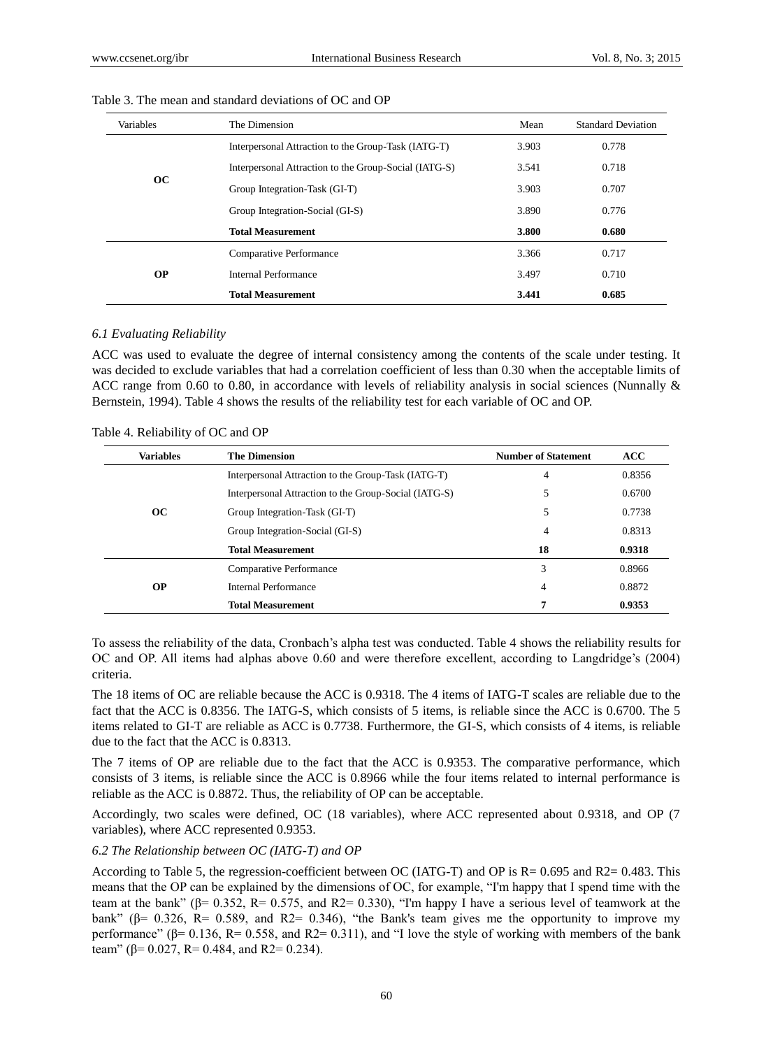Table 3. The mean and standard deviations of OC and OP

| Variables | The Dimension | Mean | Standard Deviation |
|---|---|---|---|
| **OC** | Interpersonal Attraction to the Group-Task (IATG-T) | 3.903 | 0.778 |
| | Interpersonal Attraction to the Group-Social (IATG-S) | 3.541 | 0.718 |
| | Group Integration-Task (GI-T) | 3.903 | 0.707 |
| | Group Integration-Social (GI-S) | 3.890 | 0.776 |
| | **Total Measurement** | **3.800** | **0.680** |
| **OP** | Comparative Performance | 3.366 | 0.717 |
| | Internal Performance | 3.497 | 0.710 |
| | **Total Measurement** | **3.441** | **0.685** |

*6.1 Evaluating Reliability*

ACC was used to evaluate the degree of internal consistency among the contents of the scale under testing. It was decided to exclude variables that had a correlation coefficient of less than 0.30 when the acceptable limits of ACC range from 0.60 to 0.80, in accordance with levels of reliability analysis in social sciences (Nunnally & Bernstein, 1994). Table 4 shows the results of the reliability test for each variable of OC and OP.

Table 4. Reliability of OC and OP

| **Variables** | **The Dimension** | **Number of Statement** | **ACC** |
|---|---|---|---|
| **OC** | Interpersonal Attraction to the Group-Task (IATG-T) | 4 | 0.8356 |
| | Interpersonal Attraction to the Group-Social (IATG-S) | 5 | 0.6700 |
| | Group Integration-Task (GI-T) | 5 | 0.7738 |
| | Group Integration-Social (GI-S) | 4 | 0.8313 |
| | **Total Measurement** | **18** | **0.9318** |
| **OP** | Comparative Performance | 3 | 0.8966 |
| | Internal Performance | 4 | 0.8872 |
| | **Total Measurement** | **7** | **0.9353** |

To assess the reliability of the data, Cronbach's alpha test was conducted. Table 4 shows the reliability results for OC and OP. All items had alphas above 0.60 and were therefore excellent, according to Langdridge's (2004) criteria.

The 18 items of OC are reliable because the ACC is 0.9318. The 4 items of IATG-T scales are reliable due to the fact that the ACC is 0.8356. The IATG-S, which consists of 5 items, is reliable since the ACC is 0.6700. The 5 items related to GI-T are reliable as ACC is 0.7738. Furthermore, the GI-S, which consists of 4 items, is reliable due to the fact that the ACC is 0.8313.

The 7 items of OP are reliable due to the fact that the ACC is 0.9353. The comparative performance, which consists of 3 items, is reliable since the ACC is 0.8966 while the four items related to internal performance is reliable as the ACC is 0.8872. Thus, the reliability of OP can be acceptable.

Accordingly, two scales were defined, OC (18 variables), where ACC represented about 0.9318, and OP (7 variables), where ACC represented 0.9353.

*6.2 The Relationship between OC (IATG-T) and OP*

According to Table 5, the regression-coefficient between OC (IATG-T) and OP is R= 0.695 and R2= 0.483. This means that the OP can be explained by the dimensions of OC, for example, "I'm happy that I spend time with the team at the bank" (β= 0.352, R= 0.575, and R2= 0.330), "I'm happy I have a serious level of teamwork at the bank" (β= 0.326, R= 0.589, and R2= 0.346), "the Bank's team gives me the opportunity to improve my performance" (β= 0.136, R= 0.558, and R2= 0.311), and "I love the style of working with members of the bank team" (β= 0.027, R= 0.484, and R2= 0.234).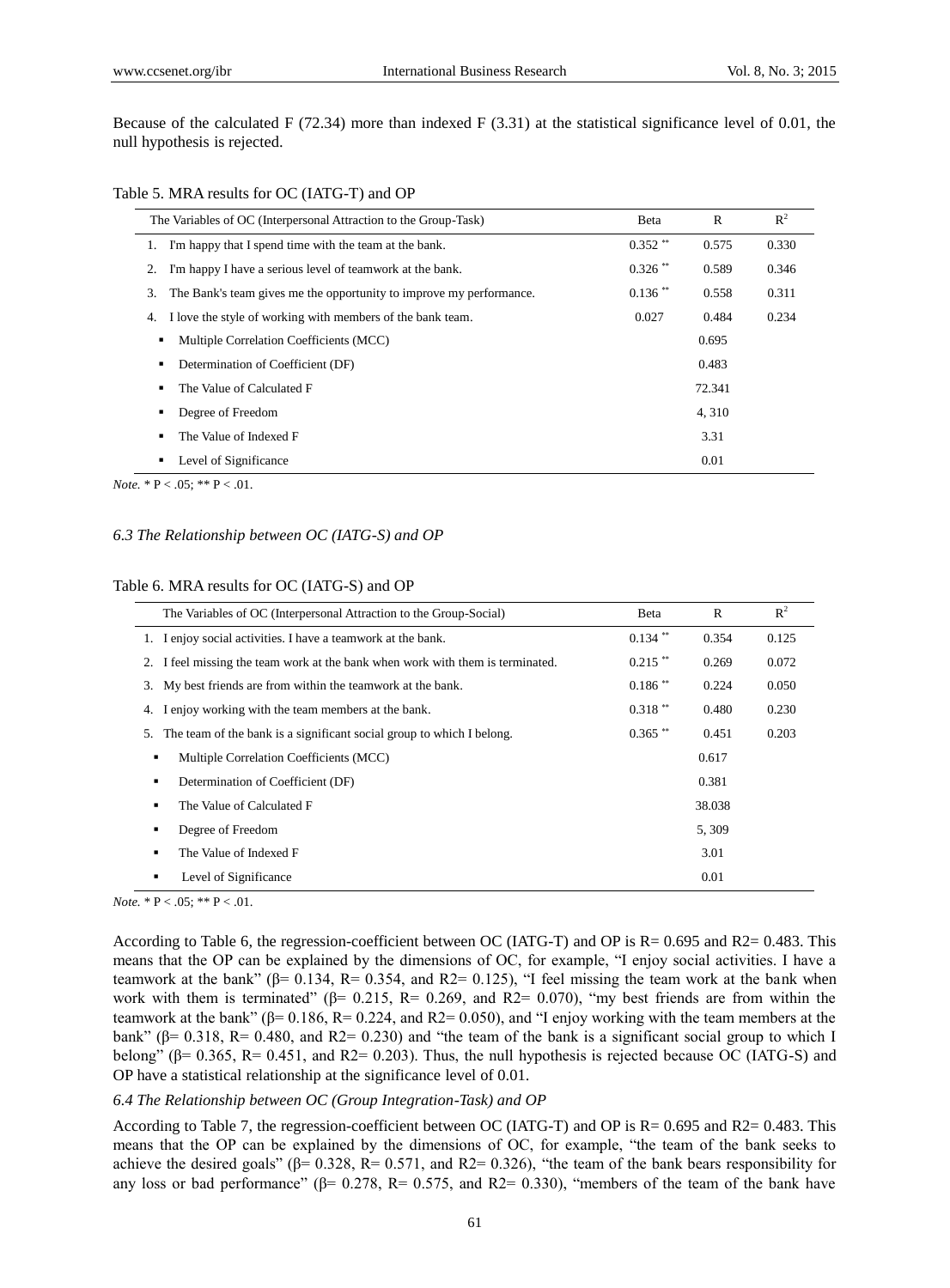Because of the calculated F (72.34) more than indexed F (3.31) at the statistical significance level of 0.01, the null hypothesis is rejected.

Table 5. MRA results for OC (IATG-T) and OP

| The Variables of OC (Interpersonal Attraction to the Group-Task) | Beta | R | $R^2$ |
|---|---|---|---|
| 1. I'm happy that I spend time with the team at the bank. | 0.352 ** | 0.575 | 0.330 |
| 2. I'm happy I have a serious level of teamwork at the bank. | 0.326 ** | 0.589 | 0.346 |
| 3. The Bank's team gives me the opportunity to improve my performance. | 0.136 ** | 0.558 | 0.311 |
| 4. I love the style of working with members of the bank team. | 0.027 | 0.484 | 0.234 |
| ▪ Multiple Correlation Coefficients (MCC) | | 0.695 | |
| ▪ Determination of Coefficient (DF) | | 0.483 | |
| ▪ The Value of Calculated F | | 72.341 | |
| ▪ Degree of Freedom | | 4, 310 | |
| ▪ The Value of Indexed F | | 3.31 | |
| ▪ Level of Significance | | 0.01 | |

*Note.* * P < .05; ** P < .01.

### *6.3 The Relationship between OC (IATG-S) and OP*

Table 6. MRA results for OC (IATG-S) and OP

| The Variables of OC (Interpersonal Attraction to the Group-Social) | Beta | R | $R^2$ |
|---|---|---|---|
| 1. I enjoy social activities. I have a teamwork at the bank. | 0.134 ** | 0.354 | 0.125 |
| 2. I feel missing the team work at the bank when work with them is terminated. | 0.215 ** | 0.269 | 0.072 |
| 3. My best friends are from within the teamwork at the bank. | 0.186 ** | 0.224 | 0.050 |
| 4. I enjoy working with the team members at the bank. | 0.318 ** | 0.480 | 0.230 |
| 5. The team of the bank is a significant social group to which I belong. | 0.365 ** | 0.451 | 0.203 |
| ▪ Multiple Correlation Coefficients (MCC) | | 0.617 | |
| ▪ Determination of Coefficient (DF) | | 0.381 | |
| ▪ The Value of Calculated F | | 38.038 | |
| ▪ Degree of Freedom | | 5, 309 | |
| ▪ The Value of Indexed F | | 3.01 | |
| ▪ Level of Significance | | 0.01 | |

*Note.* * P < .05; ** P < .01.

According to Table 6, the regression-coefficient between OC (IATG-T) and OP is R= 0.695 and R2= 0.483. This means that the OP can be explained by the dimensions of OC, for example, "I enjoy social activities. I have a teamwork at the bank" (β= 0.134, R= 0.354, and R2= 0.125), "I feel missing the team work at the bank when work with them is terminated" (β= 0.215, R= 0.269, and R2= 0.070), "my best friends are from within the teamwork at the bank" (β= 0.186, R= 0.224, and R2= 0.050), and "I enjoy working with the team members at the bank" (β= 0.318, R= 0.480, and R2= 0.230) and "the team of the bank is a significant social group to which I belong" (β= 0.365, R= 0.451, and R2= 0.203). Thus, the null hypothesis is rejected because OC (IATG-S) and OP have a statistical relationship at the significance level of 0.01.

### *6.4 The Relationship between OC (Group Integration-Task) and OP*

According to Table 7, the regression-coefficient between OC (IATG-T) and OP is R= 0.695 and R2= 0.483. This means that the OP can be explained by the dimensions of OC, for example, "the team of the bank seeks to achieve the desired goals" (β= 0.328, R= 0.571, and R2= 0.326), "the team of the bank bears responsibility for any loss or bad performance" (β= 0.278, R= 0.575, and R2= 0.330), "members of the team of the bank have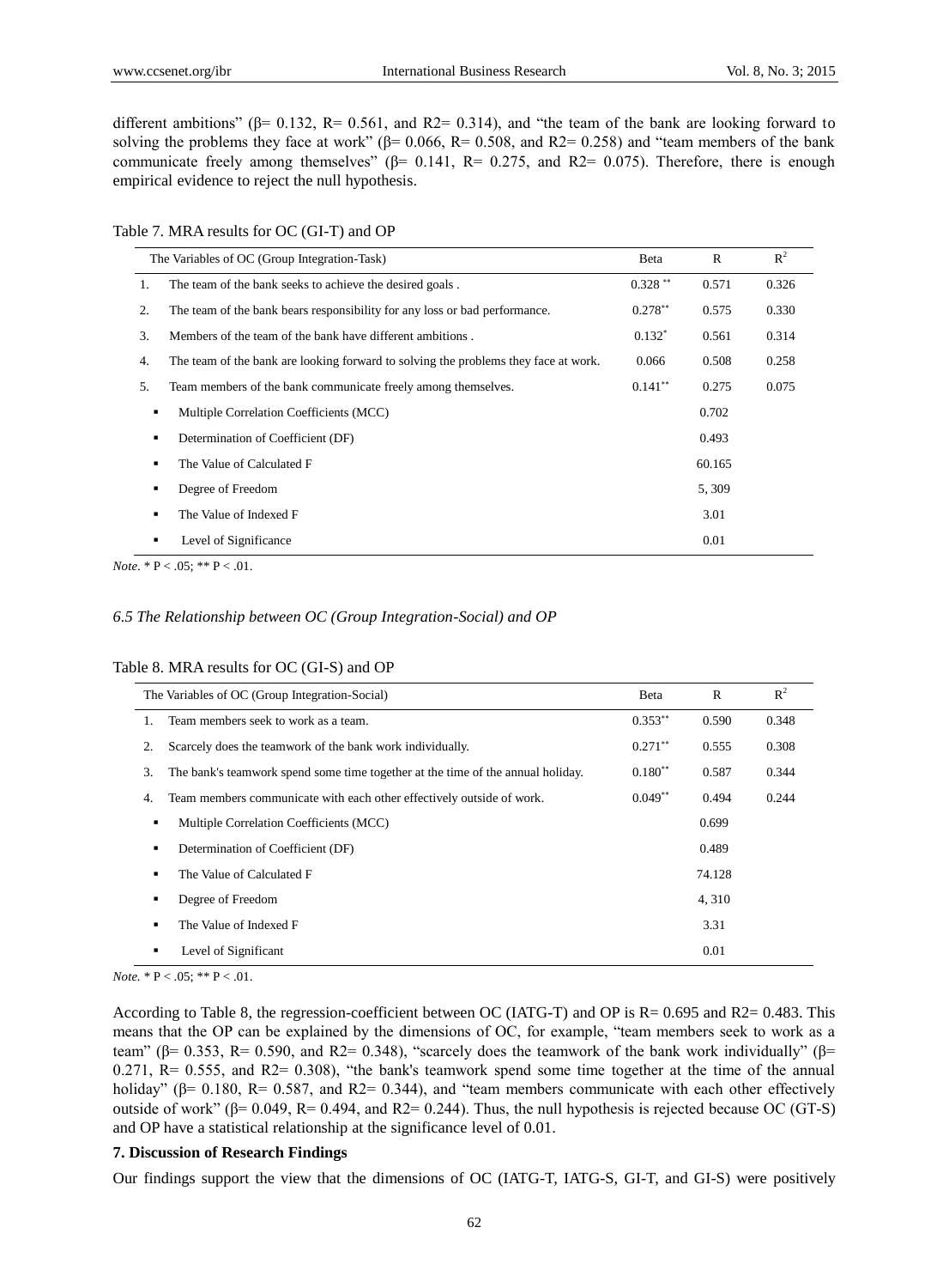different ambitions" (β= 0.132, R= 0.561, and R2= 0.314), and "the team of the bank are looking forward to solving the problems they face at work" (β= 0.066, R= 0.508, and R2= 0.258) and "team members of the bank communicate freely among themselves" (β= 0.141, R= 0.275, and R2= 0.075). Therefore, there is enough empirical evidence to reject the null hypothesis.

Table 7. MRA results for OC (GI-T) and OP

| The Variables of OC (Group Integration-Task) | Beta | R | $R^2$ |
|---|---|---|---|
| 1. The team of the bank seeks to achieve the desired goals . | 0.328 ** | 0.571 | 0.326 |
| 2. The team of the bank bears responsibility for any loss or bad performance. | 0.278** | 0.575 | 0.330 |
| 3. Members of the team of the bank have different ambitions . | 0.132* | 0.561 | 0.314 |
| 4. The team of the bank are looking forward to solving the problems they face at work. | 0.066 | 0.508 | 0.258 |
| 5. Team members of the bank communicate freely among themselves. | 0.141** | 0.275 | 0.075 |
| ▪ Multiple Correlation Coefficients (MCC) | | 0.702 | |
| ▪ Determination of Coefficient (DF) | | 0.493 | |
| ▪ The Value of Calculated F | | 60.165 | |
| ▪ Degree of Freedom | | 5, 309 | |
| ▪ The Value of Indexed F | | 3.01 | |
| ▪ Level of Significance | | 0.01 | |

*Note*. * P < .05; ** P < .01.

### *6.5 The Relationship between OC (Group Integration-Social) and OP*

Table 8. MRA results for OC (GI-S) and OP

| The Variables of OC (Group Integration-Social) | Beta | R | $R^2$ |
|---|---|---|---|
| 1. Team members seek to work as a team. | 0.353** | 0.590 | 0.348 |
| 2. Scarcely does the teamwork of the bank work individually. | 0.271** | 0.555 | 0.308 |
| 3. The bank's teamwork spend some time together at the time of the annual holiday. | 0.180** | 0.587 | 0.344 |
| 4. Team members communicate with each other effectively outside of work. | 0.049** | 0.494 | 0.244 |
| ▪ Multiple Correlation Coefficients (MCC) | | 0.699 | |
| ▪ Determination of Coefficient (DF) | | 0.489 | |
| ▪ The Value of Calculated F | | 74.128 | |
| ▪ Degree of Freedom | | 4, 310 | |
| ▪ The Value of Indexed F | | 3.31 | |
| ▪ Level of Significant | | 0.01 | |

*Note.* * P < .05; ** P < .01.

According to Table 8, the regression-coefficient between OC (IATG-T) and OP is R= 0.695 and R2= 0.483. This means that the OP can be explained by the dimensions of OC, for example, "team members seek to work as a team" (β= 0.353, R= 0.590, and R2= 0.348), "scarcely does the teamwork of the bank work individually" (β= 0.271, R= 0.555, and R2= 0.308), "the bank's teamwork spend some time together at the time of the annual holiday" (β= 0.180, R= 0.587, and R2= 0.344), and "team members communicate with each other effectively outside of work" (β= 0.049, R= 0.494, and R2= 0.244). Thus, the null hypothesis is rejected because OC (GT-S) and OP have a statistical relationship at the significance level of 0.01.

## 7. Discussion of Research Findings

Our findings support the view that the dimensions of OC (IATG-T, IATG-S, GI-T, and GI-S) were positively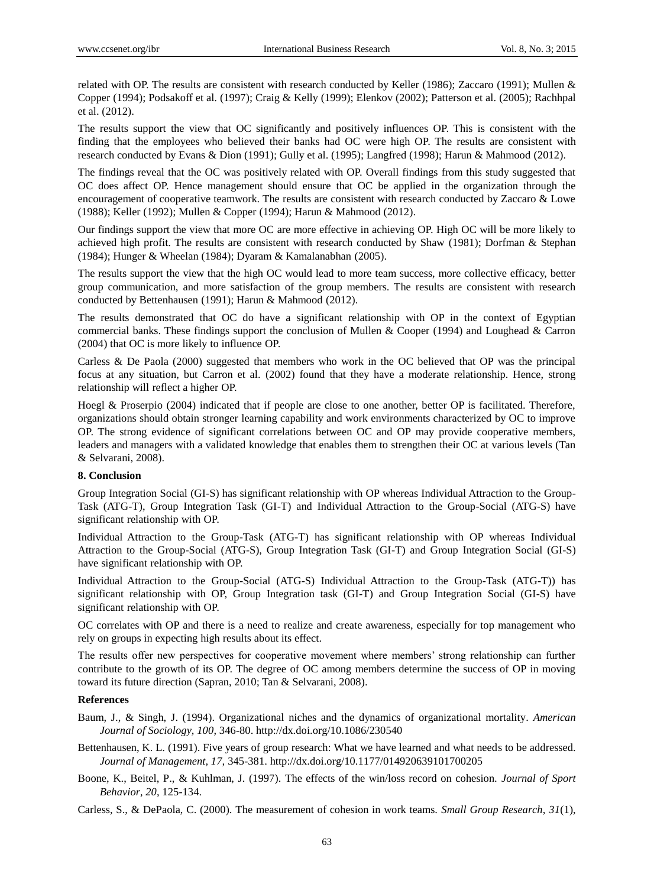related with OP. The results are consistent with research conducted by Keller (1986); Zaccaro (1991); Mullen & Copper (1994); Podsakoff et al. (1997); Craig & Kelly (1999); Elenkov (2002); Patterson et al. (2005); Rachhpal et al. (2012).

The results support the view that OC significantly and positively influences OP. This is consistent with the finding that the employees who believed their banks had OC were high OP. The results are consistent with research conducted by Evans & Dion (1991); Gully et al. (1995); Langfred (1998); Harun & Mahmood (2012).

The findings reveal that the OC was positively related with OP. Overall findings from this study suggested that OC does affect OP. Hence management should ensure that OC be applied in the organization through the encouragement of cooperative teamwork. The results are consistent with research conducted by Zaccaro & Lowe (1988); Keller (1992); Mullen & Copper (1994); Harun & Mahmood (2012).

Our findings support the view that more OC are more effective in achieving OP. High OC will be more likely to achieved high profit. The results are consistent with research conducted by Shaw (1981); Dorfman & Stephan (1984); Hunger & Wheelan (1984); Dyaram & Kamalanabhan (2005).

The results support the view that the high OC would lead to more team success, more collective efficacy, better group communication, and more satisfaction of the group members. The results are consistent with research conducted by Bettenhausen (1991); Harun & Mahmood (2012).

The results demonstrated that OC do have a significant relationship with OP in the context of Egyptian commercial banks. These findings support the conclusion of Mullen & Cooper (1994) and Loughead & Carron (2004) that OC is more likely to influence OP.

Carless & De Paola (2000) suggested that members who work in the OC believed that OP was the principal focus at any situation, but Carron et al. (2002) found that they have a moderate relationship. Hence, strong relationship will reflect a higher OP.

Hoegl & Proserpio (2004) indicated that if people are close to one another, better OP is facilitated. Therefore, organizations should obtain stronger learning capability and work environments characterized by OC to improve OP. The strong evidence of significant correlations between OC and OP may provide cooperative members, leaders and managers with a validated knowledge that enables them to strengthen their OC at various levels (Tan & Selvarani, 2008).

## 8. Conclusion

Group Integration Social (GI-S) has significant relationship with OP whereas Individual Attraction to the Group-Task (ATG-T), Group Integration Task (GI-T) and Individual Attraction to the Group-Social (ATG-S) have significant relationship with OP.

Individual Attraction to the Group-Task (ATG-T) has significant relationship with OP whereas Individual Attraction to the Group-Social (ATG-S), Group Integration Task (GI-T) and Group Integration Social (GI-S) have significant relationship with OP.

Individual Attraction to the Group-Social (ATG-S) Individual Attraction to the Group-Task (ATG-T)) has significant relationship with OP, Group Integration task (GI-T) and Group Integration Social (GI-S) have significant relationship with OP.

OC correlates with OP and there is a need to realize and create awareness, especially for top management who rely on groups in expecting high results about its effect.

The results offer new perspectives for cooperative movement where members' strong relationship can further contribute to the growth of its OP. The degree of OC among members determine the success of OP in moving toward its future direction (Sapran, 2010; Tan & Selvarani, 2008).

## References

Baum, J., & Singh, J. (1994). Organizational niches and the dynamics of organizational mortality. *American Journal of Sociology, 100*, 346-80. http://dx.doi.org/10.1086/230540

Bettenhausen, K. L. (1991). Five years of group research: What we have learned and what needs to be addressed. *Journal of Management, 17*, 345-381. http://dx.doi.org/10.1177/014920639101700205

Boone, K., Beitel, P., & Kuhlman, J. (1997). The effects of the win/loss record on cohesion. *Journal of Sport Behavior, 20*, 125-134.

Carless, S., & DePaola, C. (2000). The measurement of cohesion in work teams. *Small Group Research, 31*(1),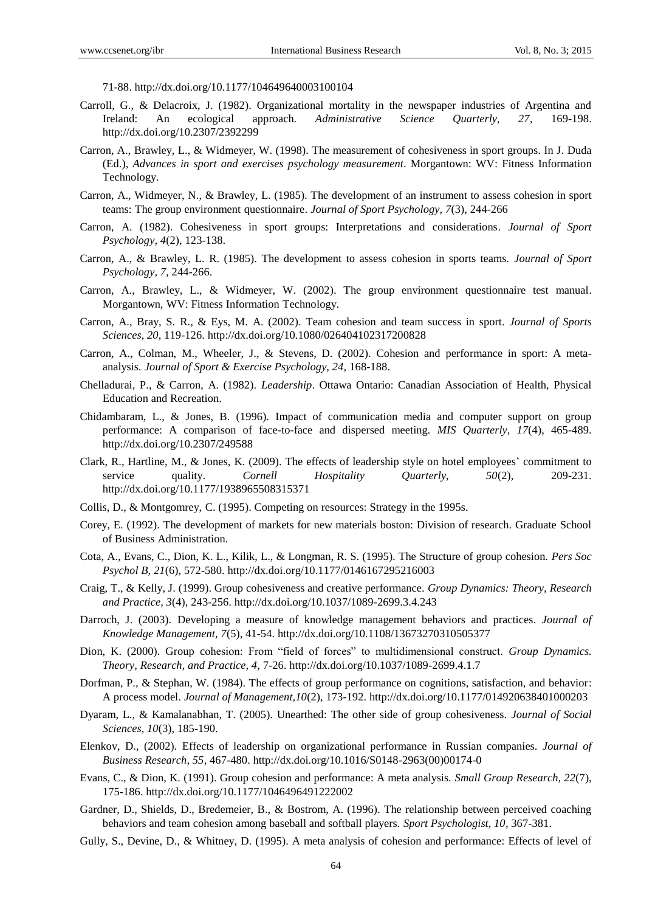71-88. http://dx.doi.org/10.1177/104649640003100104

Carroll, G., & Delacroix, J. (1982). Organizational mortality in the newspaper industries of Argentina and Ireland: An ecological approach. *Administrative Science Quarterly, 27*, 169-198. http://dx.doi.org/10.2307/2392299

Carron, A., Brawley, L., & Widmeyer, W. (1998). The measurement of cohesiveness in sport groups. In J. Duda (Ed.), *Advances in sport and exercises psychology measurement*. Morgantown: WV: Fitness Information Technology.

Carron, A., Widmeyer, N., & Brawley, L. (1985). The development of an instrument to assess cohesion in sport teams: The group environment questionnaire. *Journal of Sport Psychology, 7*(3), 244-266

Carron, A. (1982). Cohesiveness in sport groups: Interpretations and considerations. *Journal of Sport Psychology, 4*(2), 123-138.

Carron, A., & Brawley, L. R. (1985). The development to assess cohesion in sports teams. *Journal of Sport Psychology, 7*, 244-266.

Carron, A., Brawley, L., & Widmeyer, W. (2002). The group environment questionnaire test manual. Morgantown, WV: Fitness Information Technology.

Carron, A., Bray, S. R., & Eys, M. A. (2002). Team cohesion and team success in sport. *Journal of Sports Sciences, 20*, 119-126. http://dx.doi.org/10.1080/026404102317200828

Carron, A., Colman, M., Wheeler, J., & Stevens, D. (2002). Cohesion and performance in sport: A meta-analysis. *Journal of Sport & Exercise Psychology, 24*, 168-188.

Chelladurai, P., & Carron, A. (1982). *Leadership*. Ottawa Ontario: Canadian Association of Health, Physical Education and Recreation.

Chidambaram, L., & Jones, B. (1996). Impact of communication media and computer support on group performance: A comparison of face-to-face and dispersed meeting. *MIS Quarterly, 17*(4), 465-489. http://dx.doi.org/10.2307/249588

Clark, R., Hartline, M., & Jones, K. (2009). The effects of leadership style on hotel employees' commitment to service quality. *Cornell Hospitality Quarterly, 50*(2), 209-231. http://dx.doi.org/10.1177/1938965508315371

Collis, D., & Montgomrey, C. (1995). Competing on resources: Strategy in the 1995s.

Corey, E. (1992). The development of markets for new materials boston: Division of research. Graduate School of Business Administration.

Cota, A., Evans, C., Dion, K. L., Kilik, L., & Longman, R. S. (1995). The Structure of group cohesion. *Pers Soc Psychol B, 21*(6), 572-580. http://dx.doi.org/10.1177/0146167295216003

Craig, T., & Kelly, J. (1999). Group cohesiveness and creative performance. *Group Dynamics: Theory, Research and Practice, 3*(4), 243-256. http://dx.doi.org/10.1037/1089-2699.3.4.243

Darroch, J. (2003). Developing a measure of knowledge management behaviors and practices. *Journal of Knowledge Management, 7*(5), 41-54. http://dx.doi.org/10.1108/13673270310505377

Dion, K. (2000). Group cohesion: From "field of forces" to multidimensional construct. *Group Dynamics. Theory, Research, and Practice, 4*, 7-26. http://dx.doi.org/10.1037/1089-2699.4.1.7

Dorfman, P., & Stephan, W. (1984). The effects of group performance on cognitions, satisfaction, and behavior: A process model. *Journal of Management,10*(2), 173-192. http://dx.doi.org/10.1177/014920638401000203

Dyaram, L., & Kamalanabhan, T. (2005). Unearthed: The other side of group cohesiveness. *Journal of Social Sciences, 10*(3), 185-190.

Elenkov, D., (2002). Effects of leadership on organizational performance in Russian companies. *Journal of Business Research, 55*, 467-480. http://dx.doi.org/10.1016/S0148-2963(00)00174-0

Evans, C., & Dion, K. (1991). Group cohesion and performance: A meta analysis. *Small Group Research, 22*(7), 175-186. http://dx.doi.org/10.1177/1046496491222002

Gardner, D., Shields, D., Bredemeier, B., & Bostrom, A. (1996). The relationship between perceived coaching behaviors and team cohesion among baseball and softball players. *Sport Psychologist, 10*, 367-381.

Gully, S., Devine, D., & Whitney, D. (1995). A meta analysis of cohesion and performance: Effects of level of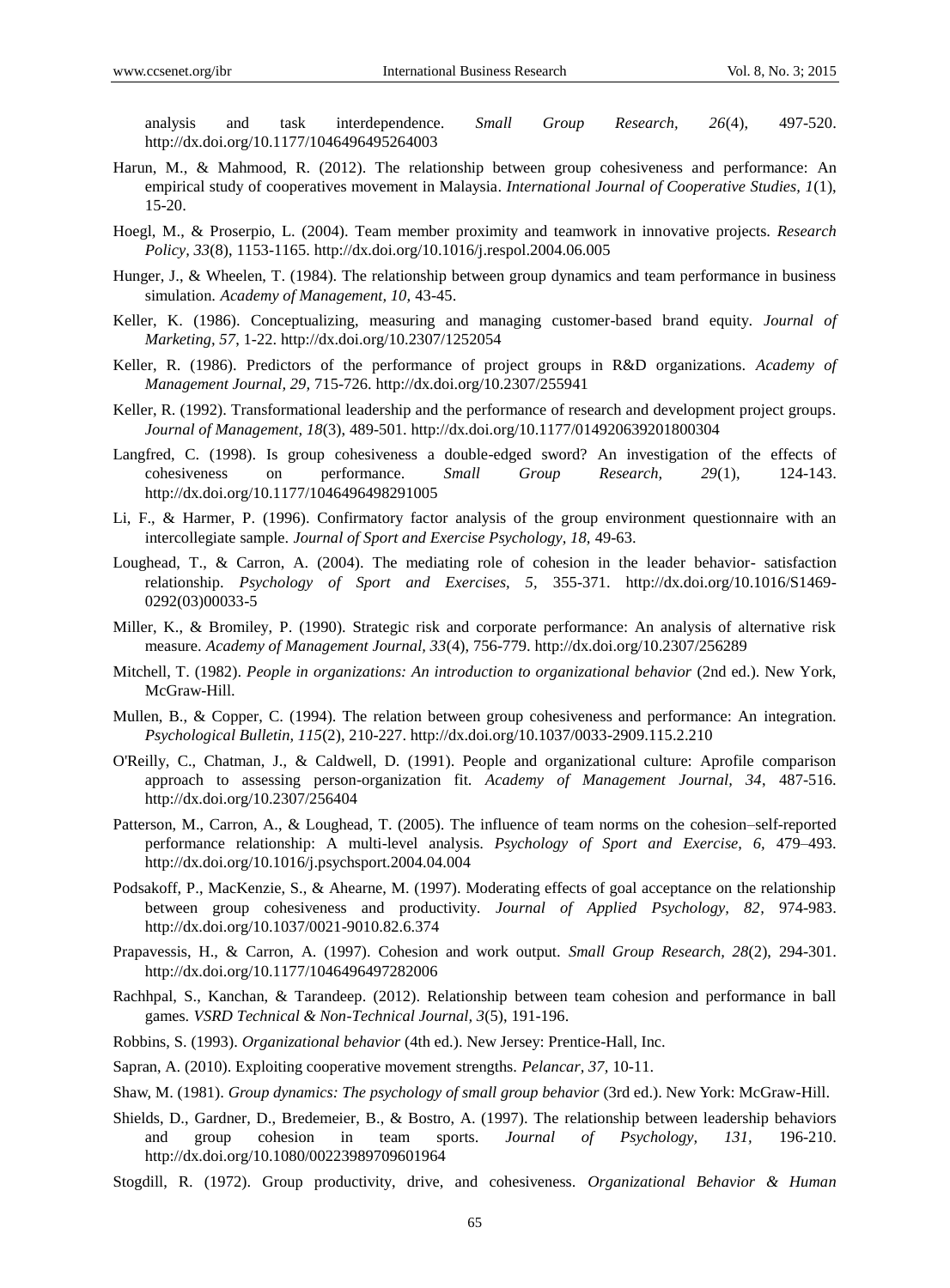analysis and task interdependence. *Small Group Research, 26*(4), 497-520. http://dx.doi.org/10.1177/1046496495264003

Harun, M., & Mahmood, R. (2012). The relationship between group cohesiveness and performance: An empirical study of cooperatives movement in Malaysia. *International Journal of Cooperative Studies, 1*(1), 15-20.

Hoegl, M., & Proserpio, L. (2004). Team member proximity and teamwork in innovative projects. *Research Policy, 33*(8), 1153-1165. http://dx.doi.org/10.1016/j.respol.2004.06.005

Hunger, J., & Wheelen, T. (1984). The relationship between group dynamics and team performance in business simulation. *Academy of Management, 10,* 43-45.

Keller, K. (1986). Conceptualizing, measuring and managing customer-based brand equity. *Journal of Marketing, 57*, 1-22. http://dx.doi.org/10.2307/1252054

Keller, R. (1986). Predictors of the performance of project groups in R&D organizations. *Academy of Management Journal, 29,* 715-726. http://dx.doi.org/10.2307/255941

Keller, R. (1992). Transformational leadership and the performance of research and development project groups. *Journal of Management, 18*(3), 489-501. http://dx.doi.org/10.1177/014920639201800304

Langfred, C. (1998). Is group cohesiveness a double-edged sword? An investigation of the effects of cohesiveness on performance. *Small Group Research, 29*(1), 124-143. http://dx.doi.org/10.1177/1046496498291005

Li, F., & Harmer, P. (1996). Confirmatory factor analysis of the group environment questionnaire with an intercollegiate sample. *Journal of Sport and Exercise Psychology, 18,* 49-63.

Loughead, T., & Carron, A. (2004). The mediating role of cohesion in the leader behavior- satisfaction relationship. *Psychology of Sport and Exercises, 5,* 355-371. http://dx.doi.org/10.1016/S1469-0292(03)00033-5

Miller, K., & Bromiley, P. (1990). Strategic risk and corporate performance: An analysis of alternative risk measure. *Academy of Management Journal, 33*(4), 756-779. http://dx.doi.org/10.2307/256289

Mitchell, T. (1982). *People in organizations: An introduction to organizational behavior* (2nd ed.). New York, McGraw-Hill.

Mullen, B., & Copper, C. (1994). The relation between group cohesiveness and performance: An integration. *Psychological Bulletin, 115*(2), 210-227. http://dx.doi.org/10.1037/0033-2909.115.2.210

O'Reilly, C., Chatman, J., & Caldwell, D. (1991). People and organizational culture: Aprofile comparison approach to assessing person-organization fit. *Academy of Management Journal, 34*, 487-516. http://dx.doi.org/10.2307/256404

Patterson, M., Carron, A., & Loughead, T. (2005). The influence of team norms on the cohesion–self-reported performance relationship: A multi-level analysis. *Psychology of Sport and Exercise, 6,* 479–493. http://dx.doi.org/10.1016/j.psychsport.2004.04.004

Podsakoff, P., MacKenzie, S., & Ahearne, M. (1997). Moderating effects of goal acceptance on the relationship between group cohesiveness and productivity. *Journal of Applied Psychology, 82,* 974-983. http://dx.doi.org/10.1037/0021-9010.82.6.374

Prapavessis, H., & Carron, A. (1997). Cohesion and work output. *Small Group Research, 28*(2), 294-301. http://dx.doi.org/10.1177/1046496497282006

Rachhpal, S., Kanchan, & Tarandeep. (2012). Relationship between team cohesion and performance in ball games. *VSRD Technical & Non-Technical Journal, 3*(5), 191-196.

Robbins, S. (1993). *Organizational behavior* (4th ed.). New Jersey: Prentice-Hall, Inc.

Sapran, A. (2010). Exploiting cooperative movement strengths. *Pelancar, 37,* 10-11.

Shaw, M. (1981). *Group dynamics: The psychology of small group behavior* (3rd ed.). New York: McGraw-Hill.

Shields, D., Gardner, D., Bredemeier, B., & Bostro, A. (1997). The relationship between leadership behaviors and group cohesion in team sports. *Journal of Psychology, 131*, 196-210. http://dx.doi.org/10.1080/00223989709601964

Stogdill, R. (1972). Group productivity, drive, and cohesiveness. *Organizational Behavior & Human*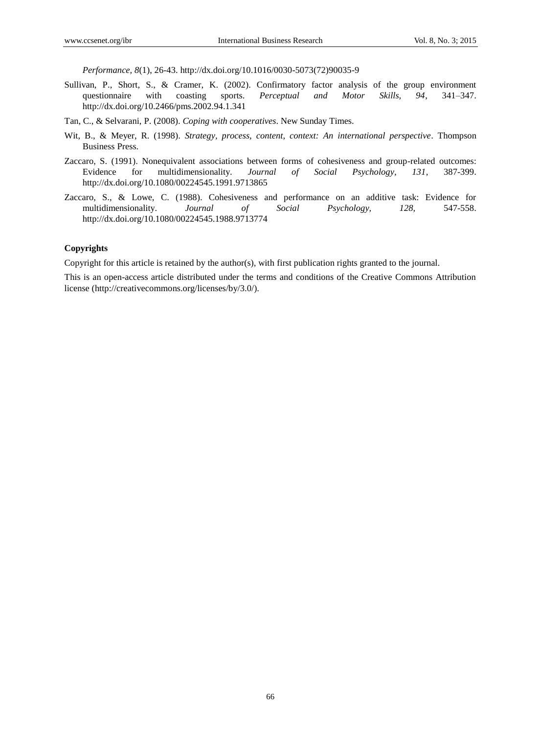*Performance, 8*(1), 26-43. http://dx.doi.org/10.1016/0030-5073(72)90035-9

Sullivan, P., Short, S., & Cramer, K. (2002). Confirmatory factor analysis of the group environment questionnaire with coasting sports. *Perceptual and Motor Skills, 94*, 341–347. http://dx.doi.org/10.2466/pms.2002.94.1.341

Tan, C., & Selvarani, P. (2008). *Coping with cooperatives*. New Sunday Times.

Wit, B., & Meyer, R. (1998). *Strategy, process, content, context: An international perspective*. Thompson Business Press.

Zaccaro, S. (1991). Nonequivalent associations between forms of cohesiveness and group-related outcomes: Evidence for multidimensionality. *Journal of Social Psychology, 131*, 387-399. http://dx.doi.org/10.1080/00224545.1991.9713865

Zaccaro, S., & Lowe, C. (1988). Cohesiveness and performance on an additive task: Evidence for multidimensionality. *Journal of Social Psychology, 128,* 547-558. http://dx.doi.org/10.1080/00224545.1988.9713774

**Copyrights**

Copyright for this article is retained by the author(s), with first publication rights granted to the journal.

This is an open-access article distributed under the terms and conditions of the Creative Commons Attribution license (http://creativecommons.org/licenses/by/3.0/).